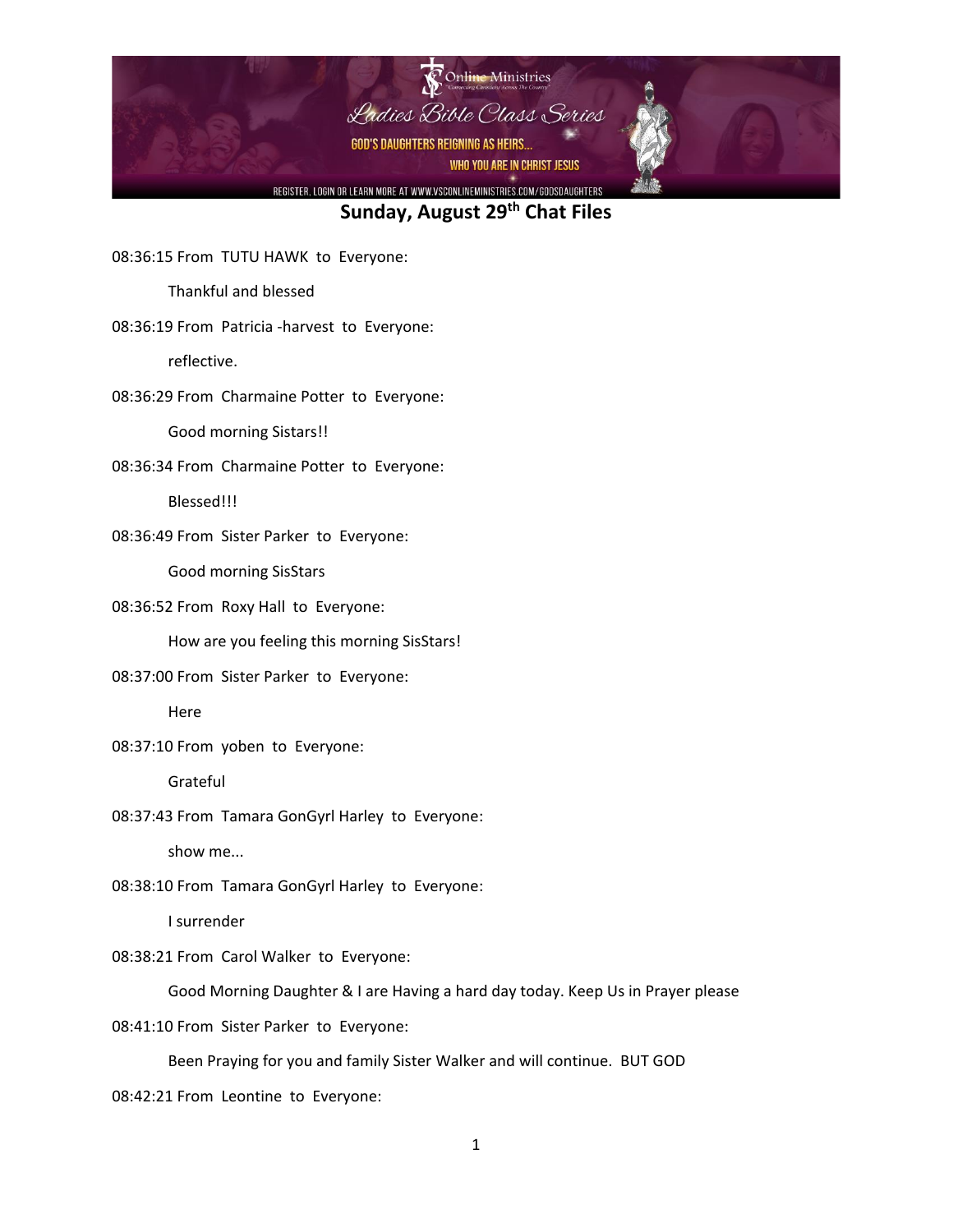# Sunday, August 29th Chat Files

08:36:15 From TUTU HAWK to Everyone:

Thankful and blessed

08:36:19 From Patricia -harvest to Everyone:

reflective.

08:36:29 From Charmaine Potter to Everyone:

Good morning Sistars!!

08:36:34 From Charmaine Potter to Everyone:

Blessed!!!

08:36:49 From Sister Parker to Everyone:

Good morning SisStars

08:36:52 From Roxy Hall to Everyone:

How are you feeling this morning SisStars!

08:37:00 From Sister Parker to Everyone:

Here

08:37:10 From yoben to Everyone:

Grateful

08:37:43 From Tamara GonGyrl Harley to Everyone:

show me...

08:38:10 From Tamara GonGyrl Harley to Everyone:

I surrender

08:38:21 From Carol Walker to Everyone:

Good Morning Daughter & I are Having a hard day today. Keep Us in Prayer please

08:41:10 From Sister Parker to Everyone:

Been Praying for you and family Sister Walker and will continue. BUT GOD

08:42:21 From Leontine to Everyone: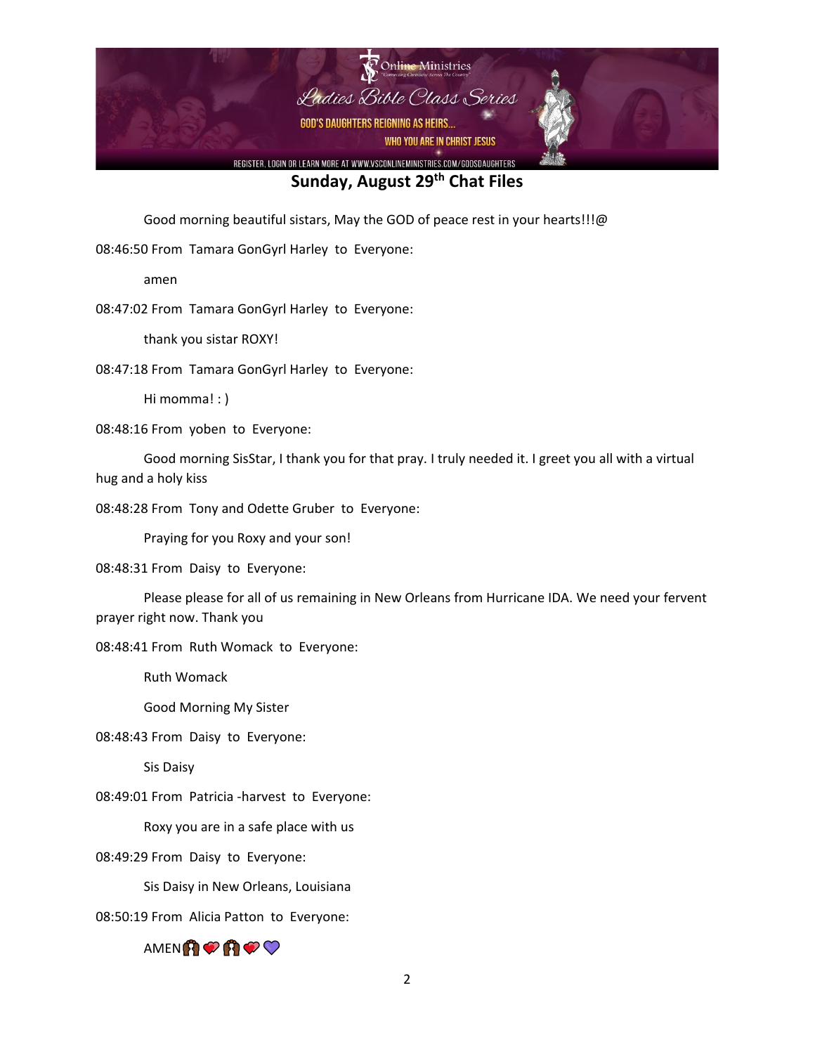## Sunday, August 29th Chat Files

Good morning beautiful sistars, May the GOD of peace rest in your hearts!!!@

08:46:50 From Tamara GonGyrl Harley to Everyone:

amen

08:47:02 From Tamara GonGyrl Harley to Everyone:

thank you sistar ROXY!

08:47:18 From Tamara GonGyrl Harley to Everyone:

Hi momma! : )

08:48:16 From yoben to Everyone:

Good morning SisStar, I thank you for that pray. I truly needed it. I greet you all with a virtual hug and a holy kiss

08:48:28 From Tony and Odette Gruber to Everyone:

Praying for you Roxy and your son!

08:48:31 From Daisy to Everyone:

Please please for all of us remaining in New Orleans from Hurricane IDA. We need your fervent prayer right now. Thank you

08:48:41 From Ruth Womack to Everyone:

Ruth Womack

Good Morning My Sister

08:48:43 From Daisy to Everyone:

Sis Daisy

08:49:01 From Patricia -harvest to Everyone:

Roxy you are in a safe place with us

08:49:29 From Daisy to Everyone:

Sis Daisy in New Orleans, Louisiana

08:50:19 From Alicia Patton to Everyone:

AMEN🙌🏾💖🙌🏾💖💜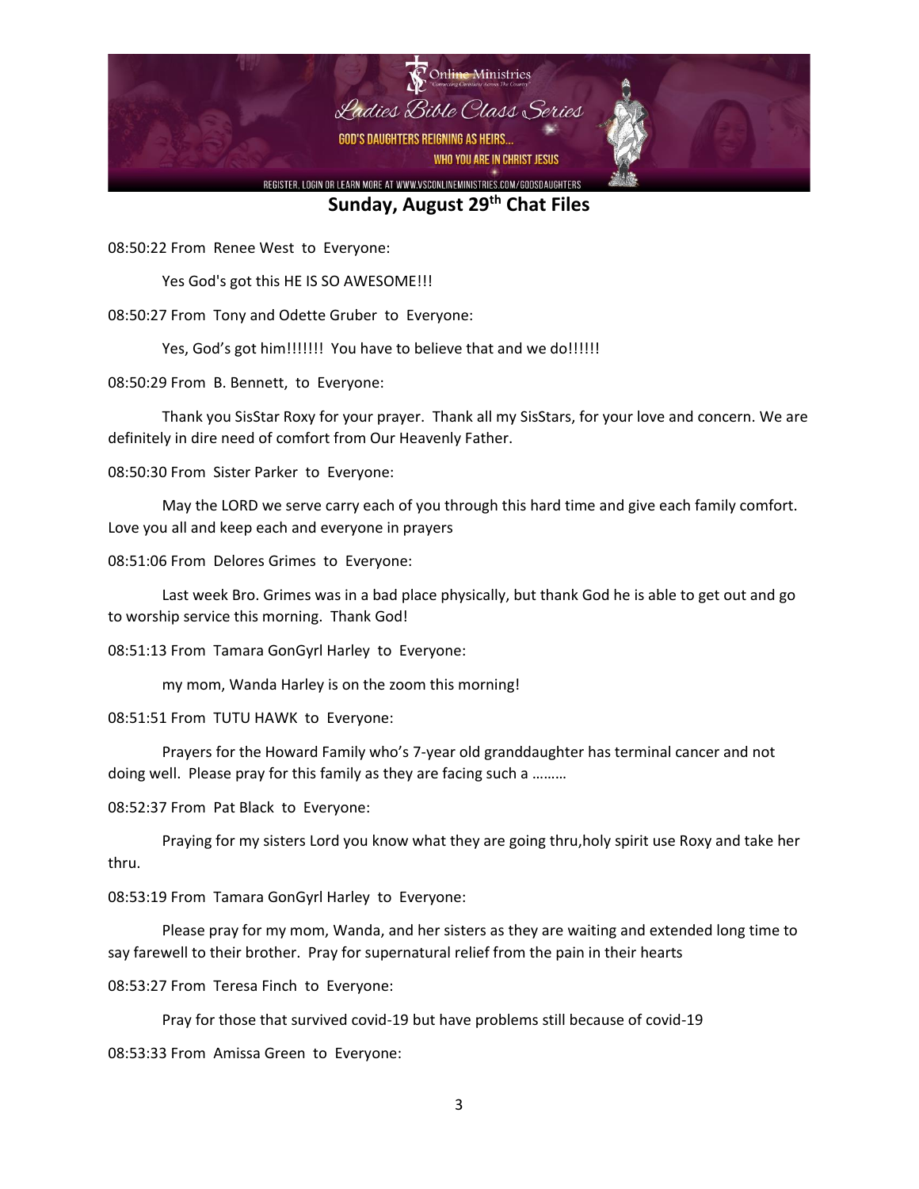## Sunday, August 29th Chat Files

08:50:22 From Renee West to Everyone:

Yes God's got this HE IS SO AWESOME!!!

08:50:27 From Tony and Odette Gruber to Everyone:

Yes, God's got him!!!!!!! You have to believe that and we do!!!!!!

08:50:29 From B. Bennett, to Everyone:

Thank you SisStar Roxy for your prayer. Thank all my SisStars, for your love and concern. We are definitely in dire need of comfort from Our Heavenly Father.

08:50:30 From Sister Parker to Everyone:

May the LORD we serve carry each of you through this hard time and give each family comfort. Love you all and keep each and everyone in prayers

08:51:06 From Delores Grimes to Everyone:

Last week Bro. Grimes was in a bad place physically, but thank God he is able to get out and go to worship service this morning. Thank God!

08:51:13 From Tamara GonGyrl Harley to Everyone:

my mom, Wanda Harley is on the zoom this morning!

08:51:51 From TUTU HAWK to Everyone:

Prayers for the Howard Family who's 7-year old granddaughter has terminal cancer and not doing well. Please pray for this family as they are facing such a ………

08:52:37 From Pat Black to Everyone:

Praying for my sisters Lord you know what they are going thru,holy spirit use Roxy and take her thru.

08:53:19 From Tamara GonGyrl Harley to Everyone:

Please pray for my mom, Wanda, and her sisters as they are waiting and extended long time to say farewell to their brother. Pray for supernatural relief from the pain in their hearts

08:53:27 From Teresa Finch to Everyone:

Pray for those that survived covid-19 but have problems still because of covid-19

08:53:33 From Amissa Green to Everyone: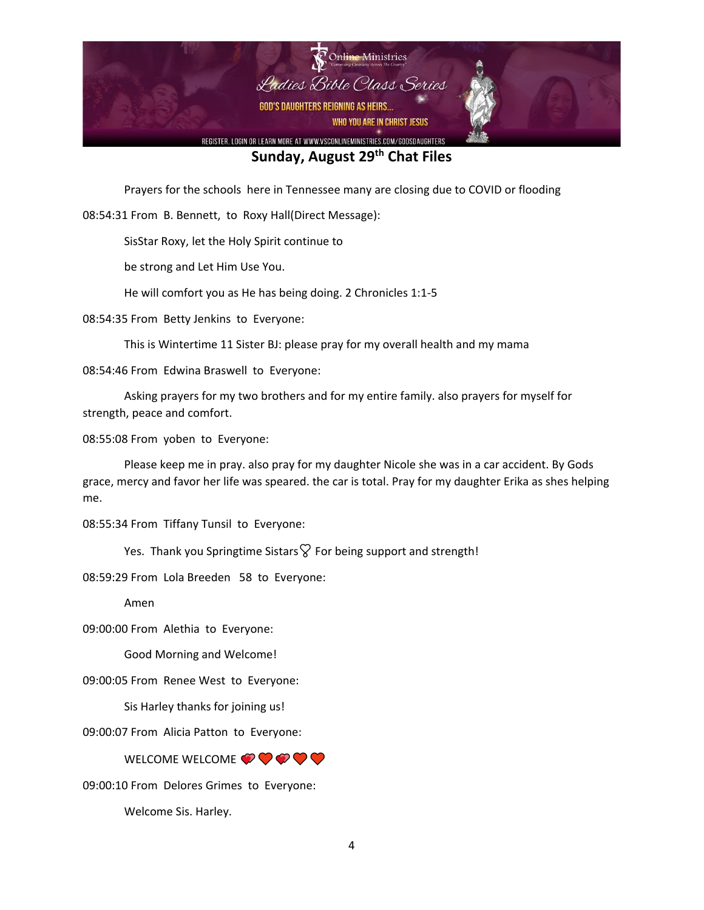**Sunday, August 29th Chat Files**

Prayers for the schools here in Tennessee many are closing due to COVID or flooding

08:54:31 From B. Bennett, to Roxy Hall(Direct Message):

SisStar Roxy, let the Holy Spirit continue to

be strong and Let Him Use You.

He will comfort you as He has being doing. 2 Chronicles 1:1-5

08:54:35 From Betty Jenkins to Everyone:

This is Wintertime 11 Sister BJ: please pray for my overall health and my mama

08:54:46 From Edwina Braswell to Everyone:

Asking prayers for my two brothers and for my entire family. also prayers for myself for strength, peace and comfort.

08:55:08 From yoben to Everyone:

Please keep me in pray. also pray for my daughter Nicole she was in a car accident. By Gods grace, mercy and favor her life was speared. the car is total. Pray for my daughter Erika as shes helping me.

08:55:34 From Tiffany Tunsil to Everyone:

Yes. Thank you Springtime Sistars💘 For being support and strength!

08:59:29 From Lola Breeden 58 to Everyone:

Amen

09:00:00 From Alethia to Everyone:

Good Morning and Welcome!

09:00:05 From Renee West to Everyone:

Sis Harley thanks for joining us!

09:00:07 From Alicia Patton to Everyone:

WELCOME WELCOME 💞❤️💞❤️❤️

09:00:10 From Delores Grimes to Everyone:

Welcome Sis. Harley.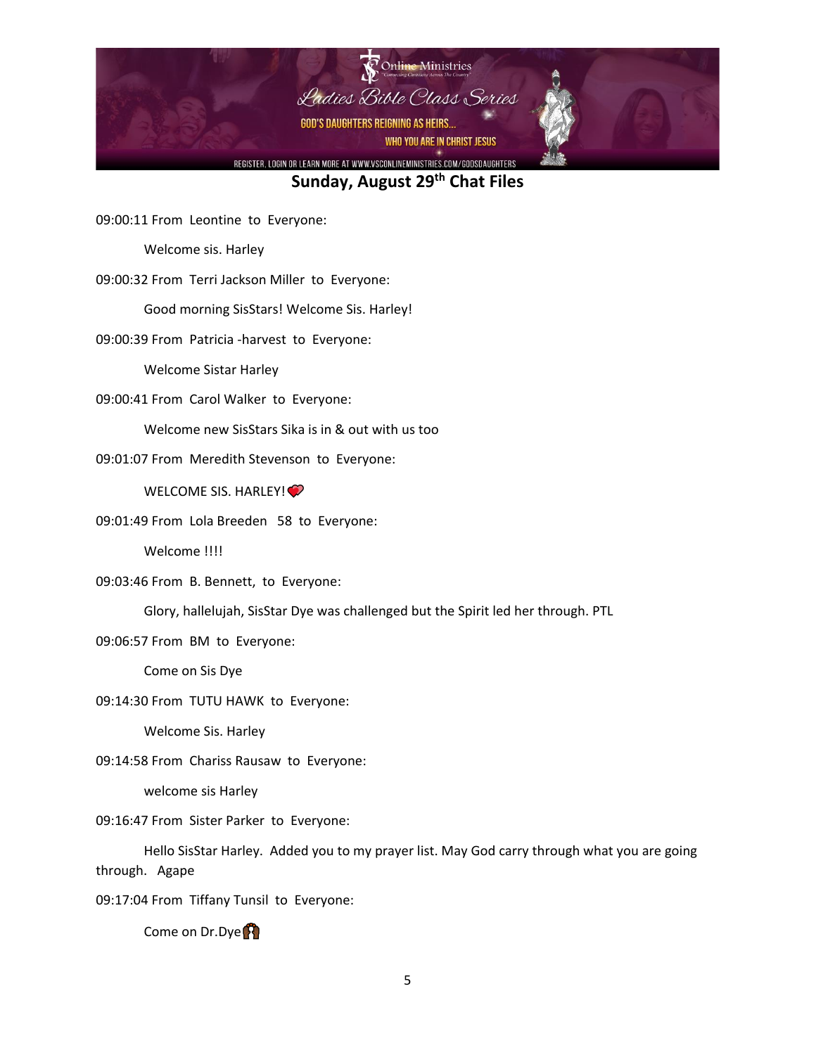## Sunday, August 29th Chat Files

09:00:11 From Leontine to Everyone:

Welcome sis. Harley

09:00:32 From Terri Jackson Miller to Everyone:

Good morning SisStars! Welcome Sis. Harley!

09:00:39 From Patricia -harvest to Everyone:

Welcome Sistar Harley

09:00:41 From Carol Walker to Everyone:

Welcome new SisStars Sika is in & out with us too

09:01:07 From Meredith Stevenson to Everyone:

WELCOME SIS. HARLEY! ❤️

09:01:49 From Lola Breeden 58 to Everyone:

Welcome !!!!

09:03:46 From B. Bennett, to Everyone:

Glory, hallelujah, SisStar Dye was challenged but the Spirit led her through. PTL

09:06:57 From BM to Everyone:

Come on Sis Dye

09:14:30 From TUTU HAWK to Everyone:

Welcome Sis. Harley

09:14:58 From Chariss Rausaw to Everyone:

welcome sis Harley

09:16:47 From Sister Parker to Everyone:

Hello SisStar Harley. Added you to my prayer list. May God carry through what you are going through. Agape

09:17:04 From Tiffany Tunsil to Everyone:

Come on Dr.Dye🙌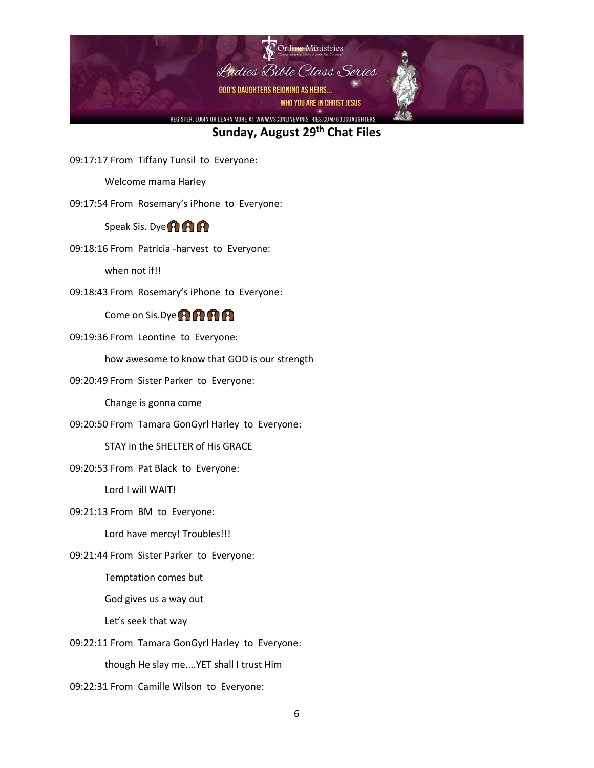**Sunday, August 29th Chat Files**

09:17:17 From Tiffany Tunsil to Everyone:

Welcome mama Harley

09:17:54 From Rosemary's iPhone to Everyone:

Speak Sis. Dye🙌🏾🙌🏾🙌🏾

09:18:16 From Patricia -harvest to Everyone:

when not if!!

09:18:43 From Rosemary's iPhone to Everyone:

Come on Sis.Dye🙌🏾🙌🏾🙌🏾🙌🏾

09:19:36 From Leontine to Everyone:

how awesome to know that GOD is our strength

09:20:49 From Sister Parker to Everyone:

Change is gonna come

09:20:50 From Tamara GonGyrl Harley to Everyone:

STAY in the SHELTER of His GRACE

09:20:53 From Pat Black to Everyone:

Lord I will WAIT!

09:21:13 From BM to Everyone:

Lord have mercy! Troubles!!!

09:21:44 From Sister Parker to Everyone:

Temptation comes but

God gives us a way out

Let's seek that way

09:22:11 From Tamara GonGyrl Harley to Everyone:

though He slay me....YET shall I trust Him

09:22:31 From Camille Wilson to Everyone: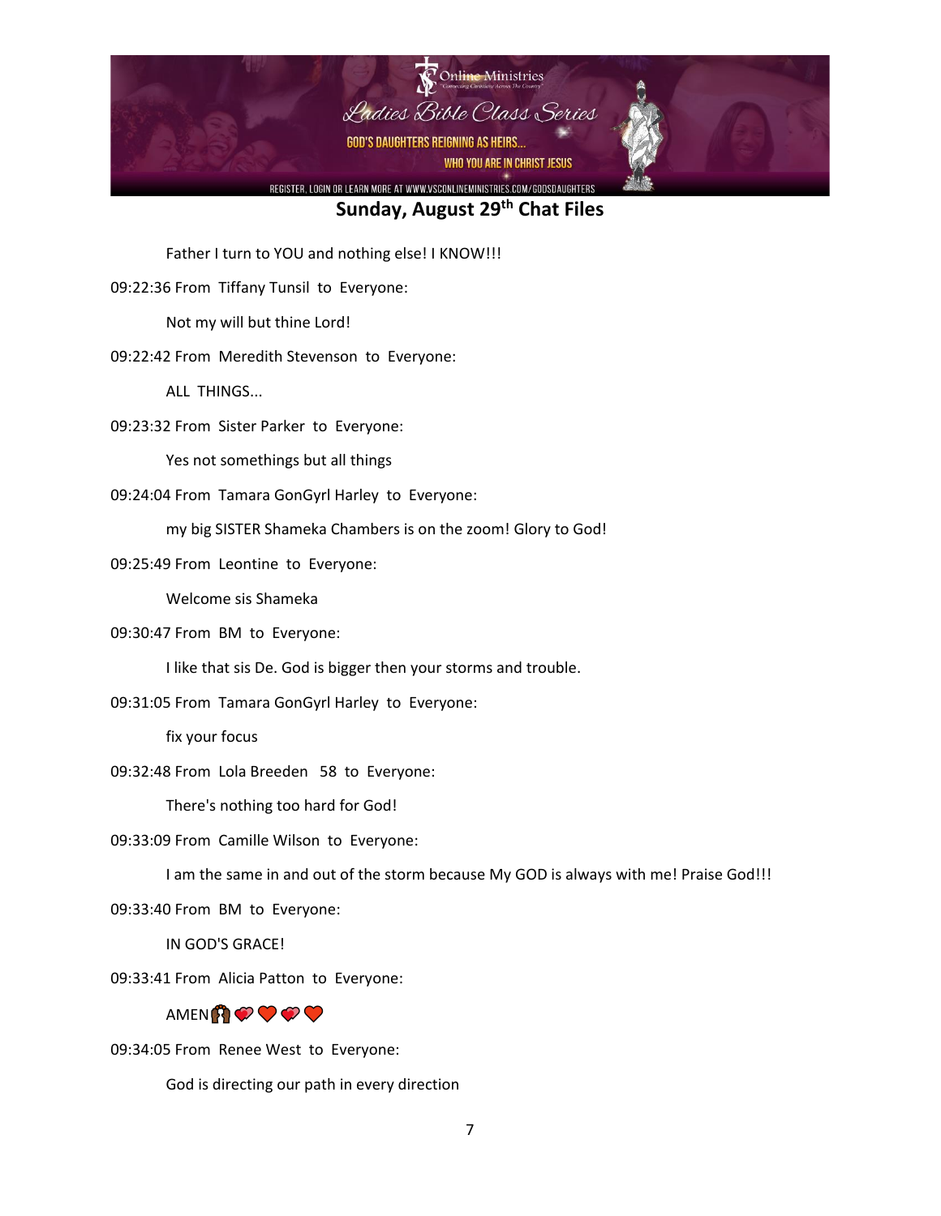**Sunday, August 29th Chat Files**

Father I turn to YOU and nothing else! I KNOW!!!

09:22:36 From Tiffany Tunsil to Everyone:

Not my will but thine Lord!

09:22:42 From Meredith Stevenson to Everyone:

ALL THINGS...

09:23:32 From Sister Parker to Everyone:

Yes not somethings but all things

09:24:04 From Tamara GonGyrl Harley to Everyone:

my big SISTER Shameka Chambers is on the zoom! Glory to God!

09:25:49 From Leontine to Everyone:

Welcome sis Shameka

09:30:47 From BM to Everyone:

I like that sis De. God is bigger then your storms and trouble.

09:31:05 From Tamara GonGyrl Harley to Everyone:

fix your focus

09:32:48 From Lola Breeden 58 to Everyone:

There's nothing too hard for God!

09:33:09 From Camille Wilson to Everyone:

I am the same in and out of the storm because My GOD is always with me! Praise God!!!

09:33:40 From BM to Everyone:

IN GOD'S GRACE!

09:33:41 From Alicia Patton to Everyone:

AMEN🙌🏾💞❤️💞❤️

09:34:05 From Renee West to Everyone:

God is directing our path in every direction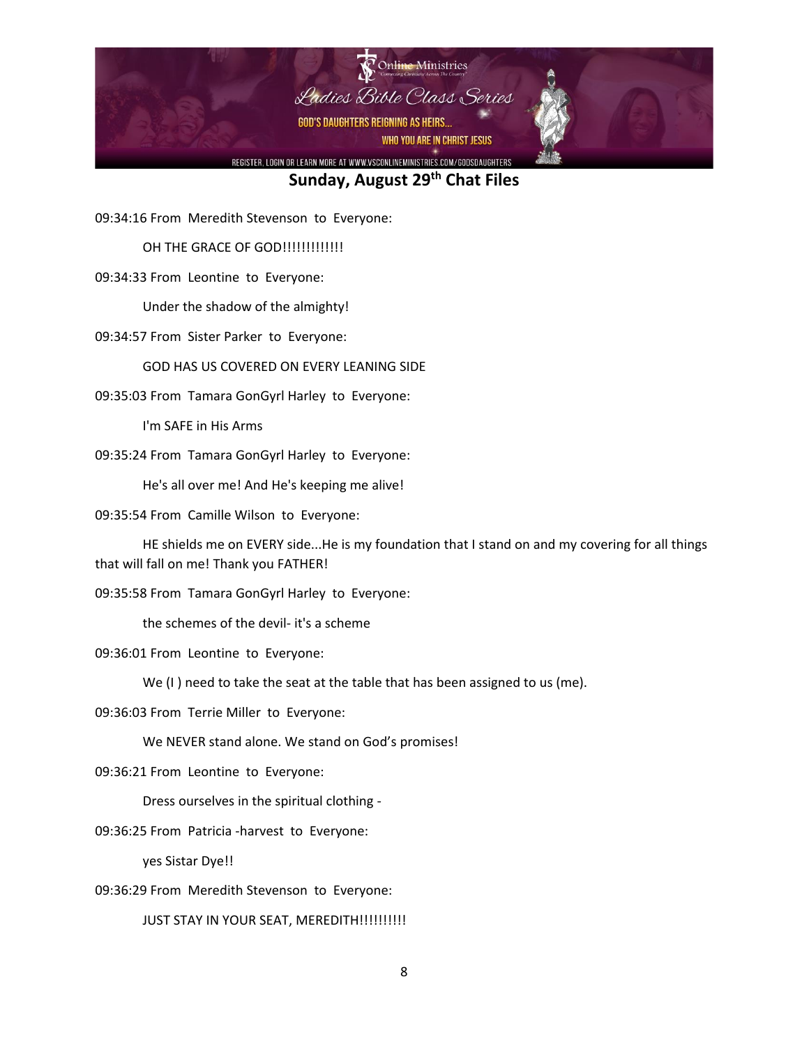## Sunday, August 29th Chat Files

09:34:16 From Meredith Stevenson to Everyone:

OH THE GRACE OF GOD!!!!!!!!!!!!!

09:34:33 From Leontine to Everyone:

Under the shadow of the almighty!

09:34:57 From Sister Parker to Everyone:

GOD HAS US COVERED ON EVERY LEANING SIDE

09:35:03 From Tamara GonGyrl Harley to Everyone:

I'm SAFE in His Arms

09:35:24 From Tamara GonGyrl Harley to Everyone:

He's all over me! And He's keeping me alive!

09:35:54 From Camille Wilson to Everyone:

HE shields me on EVERY side...He is my foundation that I stand on and my covering for all things that will fall on me! Thank you FATHER!

09:35:58 From Tamara GonGyrl Harley to Everyone:

the schemes of the devil- it's a scheme

09:36:01 From Leontine to Everyone:

We (I ) need to take the seat at the table that has been assigned to us (me).

09:36:03 From Terrie Miller to Everyone:

We NEVER stand alone. We stand on God's promises!

09:36:21 From Leontine to Everyone:

Dress ourselves in the spiritual clothing -

09:36:25 From Patricia -harvest to Everyone:

yes Sistar Dye!!

09:36:29 From Meredith Stevenson to Everyone:

JUST STAY IN YOUR SEAT, MEREDITH!!!!!!!!!!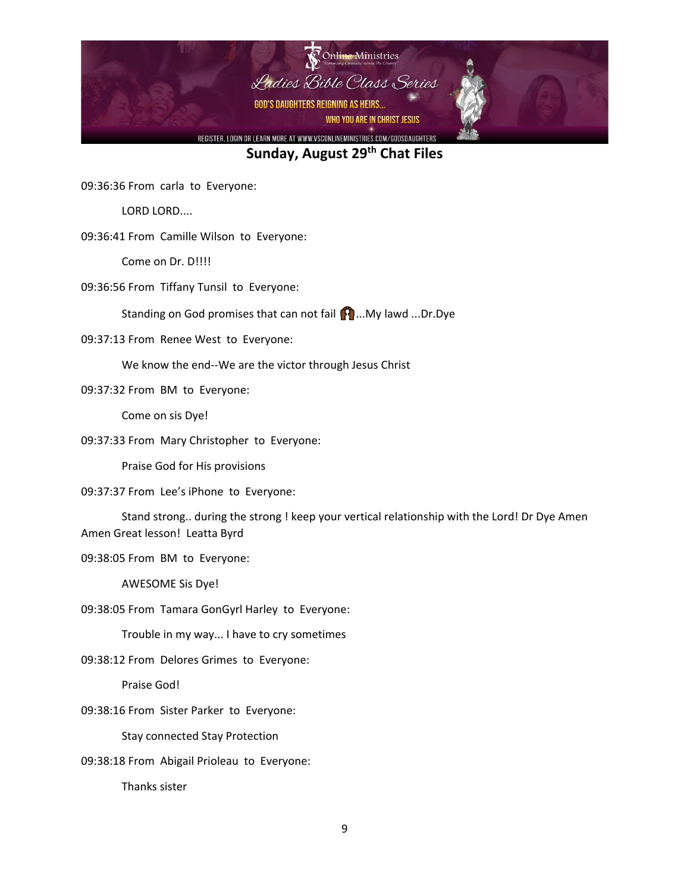**Sunday, August 29th Chat Files**

09:36:36 From carla to Everyone:

LORD LORD....

09:36:41 From Camille Wilson to Everyone:

Come on Dr. D!!!!

09:36:56 From Tiffany Tunsil to Everyone:

Standing on God promises that can not fail 🙏🏾...My lawd ...Dr.Dye

09:37:13 From Renee West to Everyone:

We know the end--We are the victor through Jesus Christ

09:37:32 From BM to Everyone:

Come on sis Dye!

09:37:33 From Mary Christopher to Everyone:

Praise God for His provisions

09:37:37 From Lee's iPhone to Everyone:

Stand strong.. during the strong ! keep your vertical relationship with the Lord! Dr Dye Amen Amen Great lesson! Leatta Byrd

09:38:05 From BM to Everyone:

AWESOME Sis Dye!

09:38:05 From Tamara GonGyrl Harley to Everyone:

Trouble in my way... I have to cry sometimes

09:38:12 From Delores Grimes to Everyone:

Praise God!

09:38:16 From Sister Parker to Everyone:

Stay connected Stay Protection

09:38:18 From Abigail Prioleau to Everyone:

Thanks sister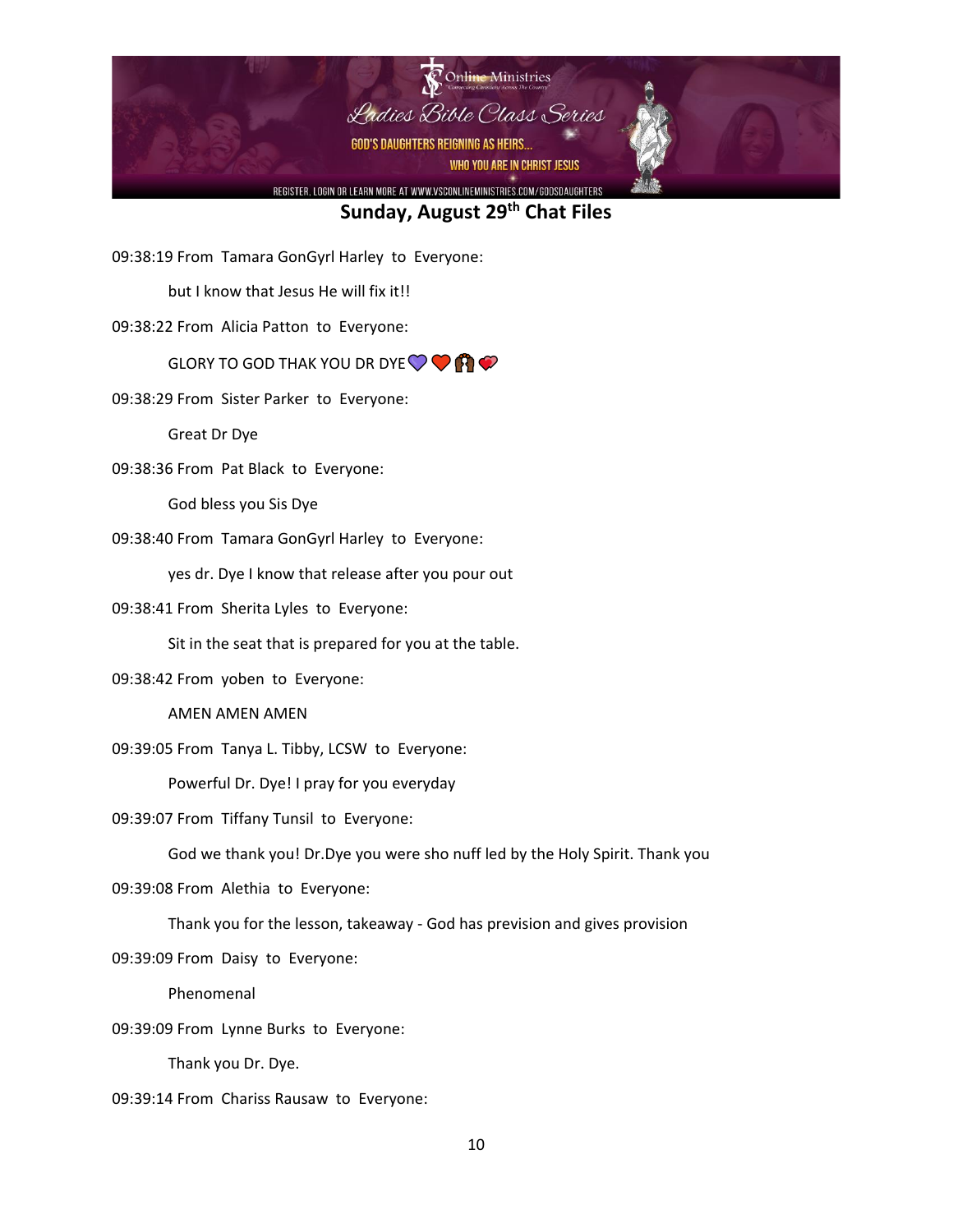**Sunday, August 29th Chat Files**

09:38:19 From Tamara GonGyrl Harley to Everyone:

but I know that Jesus He will fix it!!

09:38:22 From Alicia Patton to Everyone:

GLORY TO GOD THAK YOU DR DYE💜❤️🙏💝

09:38:29 From Sister Parker to Everyone:

Great Dr Dye

09:38:36 From Pat Black to Everyone:

God bless you Sis Dye

09:38:40 From Tamara GonGyrl Harley to Everyone:

yes dr. Dye I know that release after you pour out

09:38:41 From Sherita Lyles to Everyone:

Sit in the seat that is prepared for you at the table.

09:38:42 From yoben to Everyone:

AMEN AMEN AMEN

09:39:05 From Tanya L. Tibby, LCSW to Everyone:

Powerful Dr. Dye! I pray for you everyday

09:39:07 From Tiffany Tunsil to Everyone:

God we thank you! Dr.Dye you were sho nuff led by the Holy Spirit. Thank you

09:39:08 From Alethia to Everyone:

Thank you for the lesson, takeaway - God has prevision and gives provision

09:39:09 From Daisy to Everyone:

Phenomenal

09:39:09 From Lynne Burks to Everyone:

Thank you Dr. Dye.

09:39:14 From Chariss Rausaw to Everyone: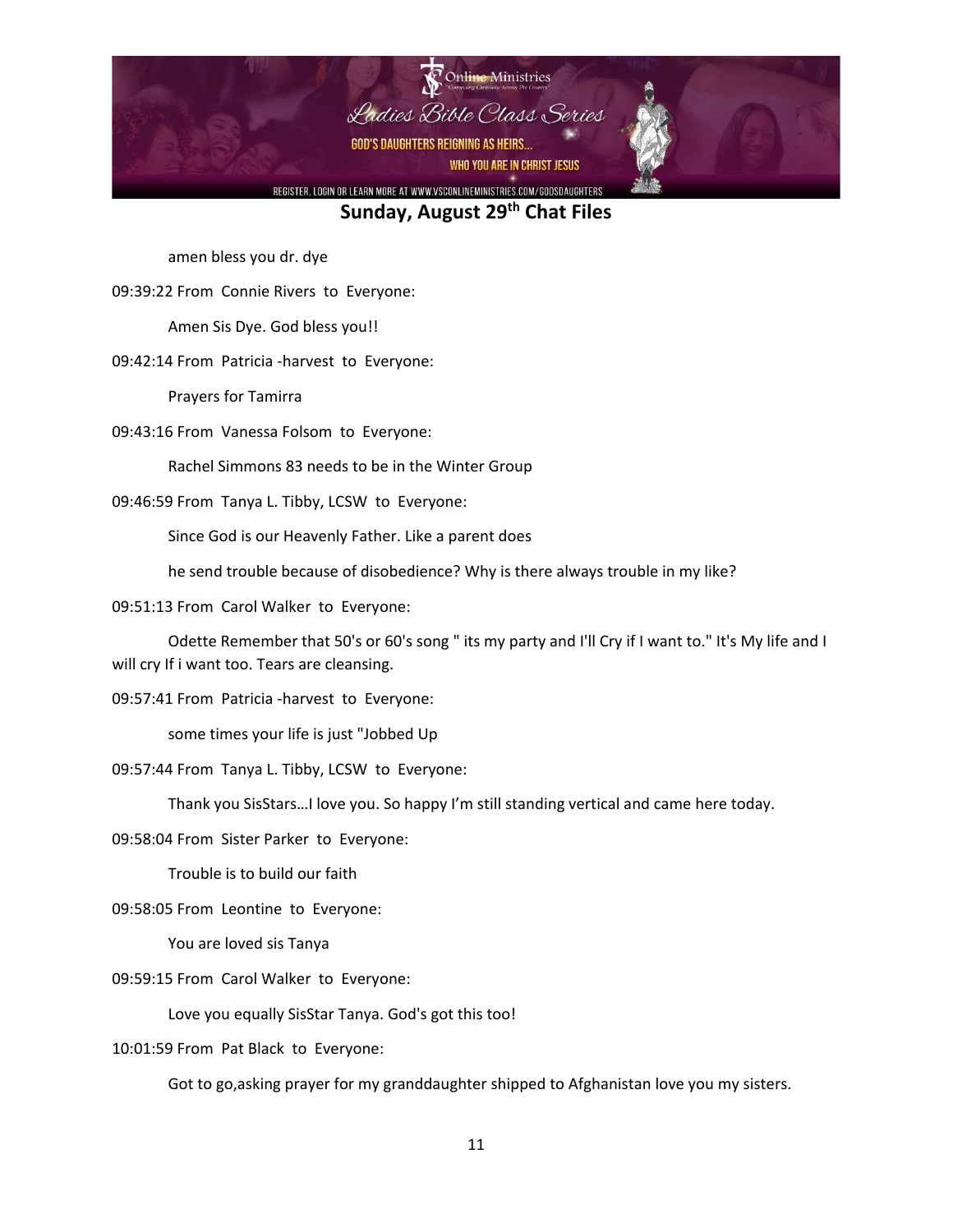## Sunday, August 29th Chat Files

amen bless you dr. dye

09:39:22 From Connie Rivers to Everyone:

Amen Sis Dye. God bless you!!

09:42:14 From Patricia -harvest to Everyone:

Prayers for Tamirra

09:43:16 From Vanessa Folsom to Everyone:

Rachel Simmons 83 needs to be in the Winter Group

09:46:59 From Tanya L. Tibby, LCSW to Everyone:

Since God is our Heavenly Father. Like a parent does

he send trouble because of disobedience? Why is there always trouble in my like?

09:51:13 From Carol Walker to Everyone:

Odette Remember that 50's or 60's song " its my party and I'll Cry if I want to." It's My life and I will cry If i want too. Tears are cleansing.

09:57:41 From Patricia -harvest to Everyone:

some times your life is just "Jobbed Up

09:57:44 From Tanya L. Tibby, LCSW to Everyone:

Thank you SisStars…I love you. So happy I'm still standing vertical and came here today.

09:58:04 From Sister Parker to Everyone:

Trouble is to build our faith

09:58:05 From Leontine to Everyone:

You are loved sis Tanya

09:59:15 From Carol Walker to Everyone:

Love you equally SisStar Tanya. God's got this too!

10:01:59 From Pat Black to Everyone:

Got to go,asking prayer for my granddaughter shipped to Afghanistan love you my sisters.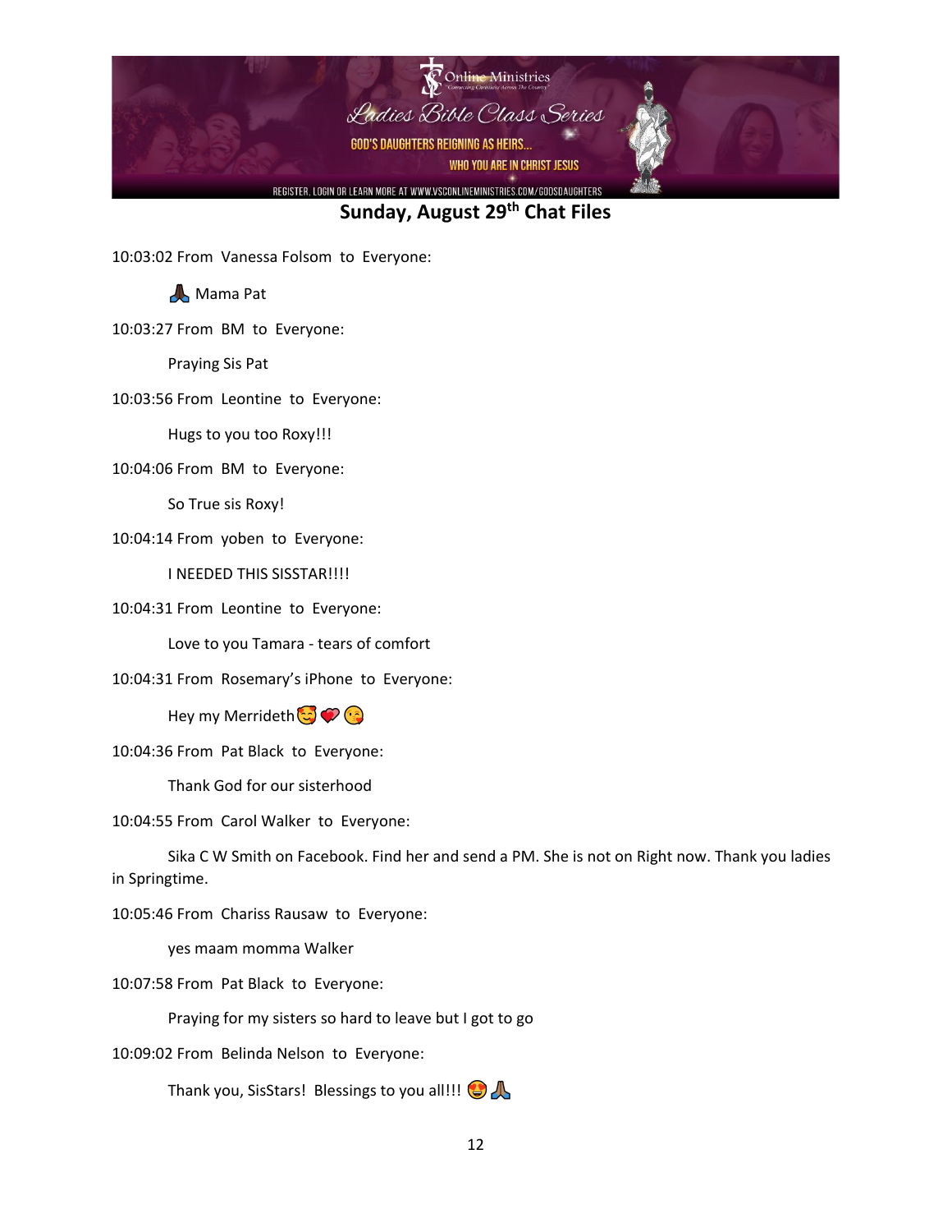## Sunday, August 29th Chat Files

10:03:02 From Vanessa Folsom to Everyone:

🙏🏿 Mama Pat

10:03:27 From BM to Everyone:

Praying Sis Pat

10:03:56 From Leontine to Everyone:

Hugs to you too Roxy!!!

10:04:06 From BM to Everyone:

So True sis Roxy!

10:04:14 From yoben to Everyone:

I NEEDED THIS SISSTAR!!!!

10:04:31 From Leontine to Everyone:

Love to you Tamara - tears of comfort

10:04:31 From Rosemary's iPhone to Everyone:

Hey my Merrideth🥰❤️😘

10:04:36 From Pat Black to Everyone:

Thank God for our sisterhood

10:04:55 From Carol Walker to Everyone:

Sika C W Smith on Facebook. Find her and send a PM. She is not on Right now. Thank you ladies in Springtime.

10:05:46 From Chariss Rausaw to Everyone:

yes maam momma Walker

10:07:58 From Pat Black to Everyone:

Praying for my sisters so hard to leave but I got to go

10:09:02 From Belinda Nelson to Everyone:

Thank you, SisStars! Blessings to you all!!! 😍🙏🏾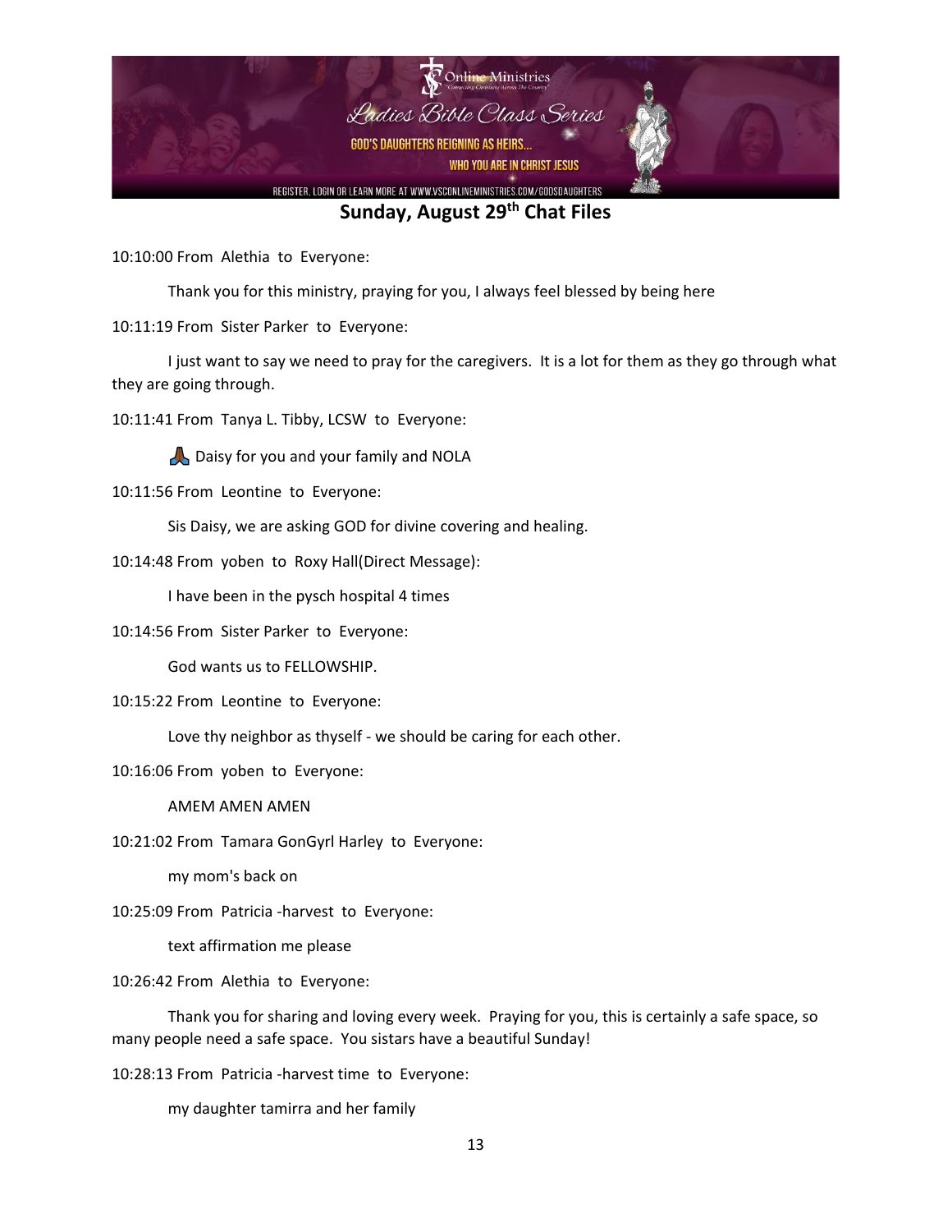## Sunday, August 29th Chat Files

10:10:00 From Alethia to Everyone:

Thank you for this ministry, praying for you, I always feel blessed by being here

10:11:19 From Sister Parker to Everyone:

I just want to say we need to pray for the caregivers. It is a lot for them as they go through what they are going through.

10:11:41 From Tanya L. Tibby, LCSW to Everyone:

🙏🏾 Daisy for you and your family and NOLA

10:11:56 From Leontine to Everyone:

Sis Daisy, we are asking GOD for divine covering and healing.

10:14:48 From yoben to Roxy Hall(Direct Message):

I have been in the pysch hospital 4 times

10:14:56 From Sister Parker to Everyone:

God wants us to FELLOWSHIP.

10:15:22 From Leontine to Everyone:

Love thy neighbor as thyself - we should be caring for each other.

10:16:06 From yoben to Everyone:

AMEM AMEN AMEN

10:21:02 From Tamara GonGyrl Harley to Everyone:

my mom's back on

10:25:09 From Patricia -harvest to Everyone:

text affirmation me please

10:26:42 From Alethia to Everyone:

Thank you for sharing and loving every week. Praying for you, this is certainly a safe space, so many people need a safe space. You sistars have a beautiful Sunday!

10:28:13 From Patricia -harvest time to Everyone:

my daughter tamirra and her family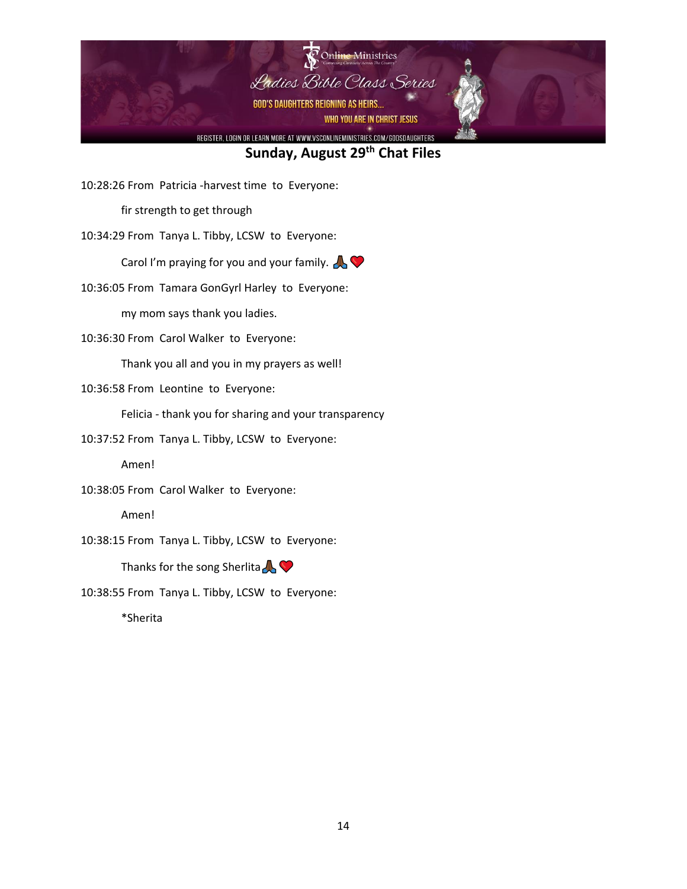## Sunday, August 29th Chat Files

10:28:26 From Patricia -harvest time to Everyone:

fir strength to get through

10:34:29 From Tanya L. Tibby, LCSW to Everyone:

Carol I'm praying for you and your family. 🙏🏾❤️

10:36:05 From Tamara GonGyrl Harley to Everyone:

my mom says thank you ladies.

10:36:30 From Carol Walker to Everyone:

Thank you all and you in my prayers as well!

10:36:58 From Leontine to Everyone:

Felicia - thank you for sharing and your transparency

10:37:52 From Tanya L. Tibby, LCSW to Everyone:

Amen!

10:38:05 From Carol Walker to Everyone:

Amen!

10:38:15 From Tanya L. Tibby, LCSW to Everyone:

Thanks for the song Sherlita🙏🏾❤️

10:38:55 From Tanya L. Tibby, LCSW to Everyone:

*Sherita